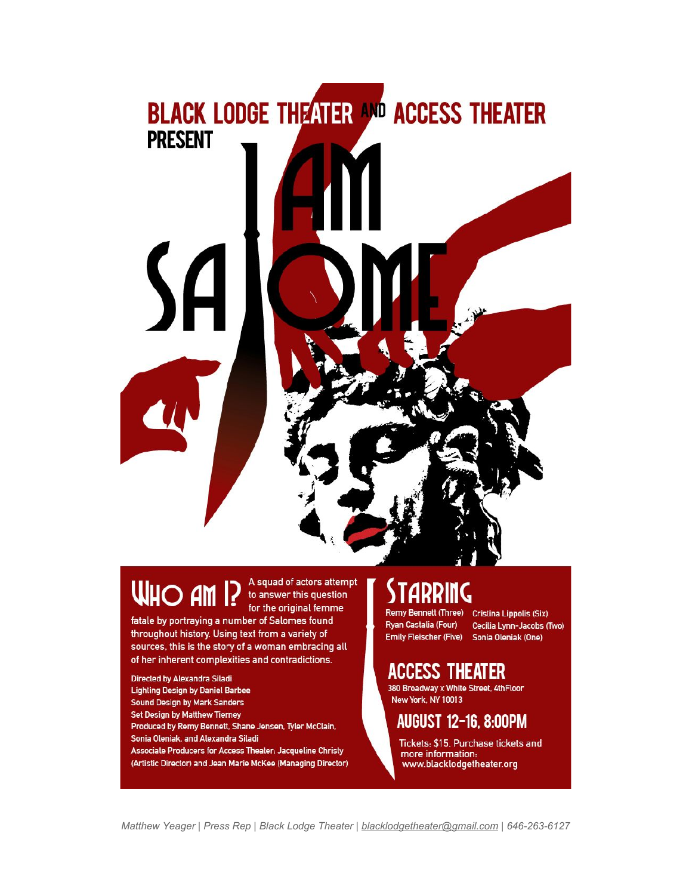# BLACK LODGE THEATER AND ACCESS THEATER PRESENT

# I AM SALOME

## WHO AM I?

A squad of actors attempt to answer this question for the original femme fatale by portraying a number of Salomes found throughout history. Using text from a variety of sources, this is the story of a woman embracing all of her inherent complexities and contradictions.

**Directed by Alexandra Siladi**
**Lighting Design by Daniel Barbee**
**Sound Design by Mark Sanders**
**Set Design by Matthew Tierney**
**Produced by Remy Bennett, Shane Jensen, Tyler McClain, Sonia Oleniak, and Alexandra Siladi**
**Associate Producers for Access Theater: Jacqueline Christy (Artistic Director) and Jean Marie McKee (Managing Director)**

## STARRING

Remy Bennett (Three)
Ryan Castalia (Four)
Emily Fleischer (Five)
Cristina Lippolis (Six)
Cecilia Lynn-Jacobs (Two)
Sonia Oleniak (One)

## ACCESS THEATER

380 Broadway x White Street, 4thFloor
New York, NY 10013

## AUGUST 12-16, 8:00PM

Tickets: $15. Purchase tickets and more information: www.blacklodgetheater.org

*Matthew Yeager | Press Rep | Black Lodge Theater | blacklodgetheater@gmail.com | 646-263-6127*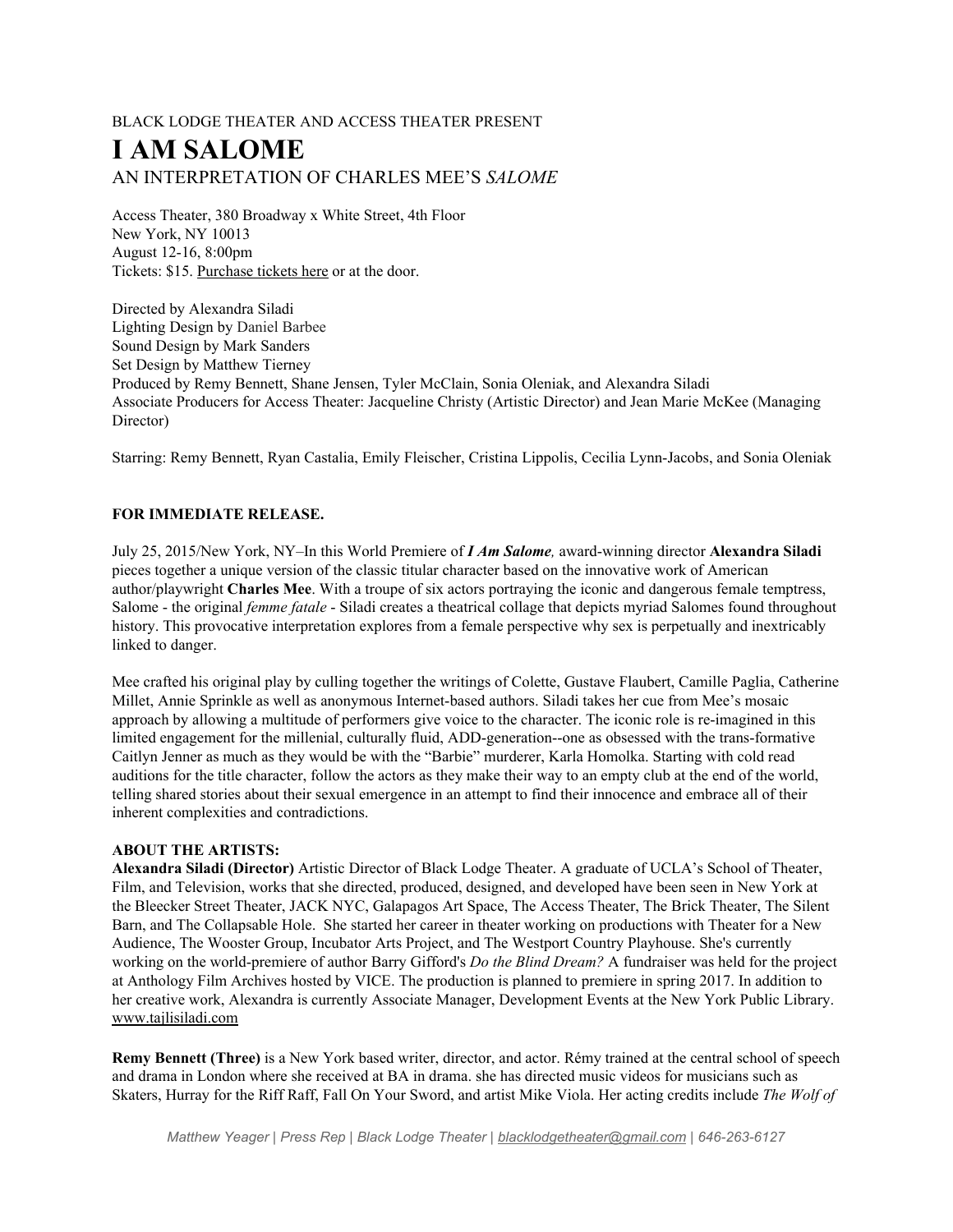BLACK LODGE THEATER AND ACCESS THEATER PRESENT

# I AM SALOME

## AN INTERPRETATION OF CHARLES MEE'S *SALOME*

Access Theater, 380 Broadway x White Street, 4th Floor
New York, NY 10013
August 12-16, 8:00pm
Tickets: $15. Purchase tickets here or at the door.

Directed by Alexandra Siladi
Lighting Design by Daniel Barbee
Sound Design by Mark Sanders
Set Design by Matthew Tierney
Produced by Remy Bennett, Shane Jensen, Tyler McClain, Sonia Oleniak, and Alexandra Siladi
Associate Producers for Access Theater: Jacqueline Christy (Artistic Director) and Jean Marie McKee (Managing Director)

Starring: Remy Bennett, Ryan Castalia, Emily Fleischer, Cristina Lippolis, Cecilia Lynn-Jacobs, and Sonia Oleniak

**FOR IMMEDIATE RELEASE.**

July 25, 2015/New York, NY–In this World Premiere of ***I Am Salome**,* award-winning director **Alexandra Siladi** pieces together a unique version of the classic titular character based on the innovative work of American author/playwright **Charles Mee**. With a troupe of six actors portraying the iconic and dangerous female temptress, Salome - the original *femme fatale* - Siladi creates a theatrical collage that depicts myriad Salomes found throughout history. This provocative interpretation explores from a female perspective why sex is perpetually and inextricably linked to danger.

Mee crafted his original play by culling together the writings of Colette, Gustave Flaubert, Camille Paglia, Catherine Millet, Annie Sprinkle as well as anonymous Internet-based authors. Siladi takes her cue from Mee's mosaic approach by allowing a multitude of performers give voice to the character. The iconic role is re-imagined in this limited engagement for the millenial, culturally fluid, ADD-generation--one as obsessed with the trans-formative Caitlyn Jenner as much as they would be with the "Barbie" murderer, Karla Homolka. Starting with cold read auditions for the title character, follow the actors as they make their way to an empty club at the end of the world, telling shared stories about their sexual emergence in an attempt to find their innocence and embrace all of their inherent complexities and contradictions.

**ABOUT THE ARTISTS:**

**Alexandra Siladi (Director)** Artistic Director of Black Lodge Theater. A graduate of UCLA's School of Theater, Film, and Television, works that she directed, produced, designed, and developed have been seen in New York at the Bleecker Street Theater, JACK NYC, Galapagos Art Space, The Access Theater, The Brick Theater, The Silent Barn, and The Collapsable Hole. She started her career in theater working on productions with Theater for a New Audience, The Wooster Group, Incubator Arts Project, and The Westport Country Playhouse. She's currently working on the world-premiere of author Barry Gifford's *Do the Blind Dream?* A fundraiser was held for the project at Anthology Film Archives hosted by VICE. The production is planned to premiere in spring 2017. In addition to her creative work, Alexandra is currently Associate Manager, Development Events at the New York Public Library. www.tajlisiladi.com

**Remy Bennett (Three)** is a New York based writer, director, and actor. Rémy trained at the central school of speech and drama in London where she received at BA in drama. she has directed music videos for musicians such as Skaters, Hurray for the Riff Raff, Fall On Your Sword, and artist Mike Viola. Her acting credits include *The Wolf of*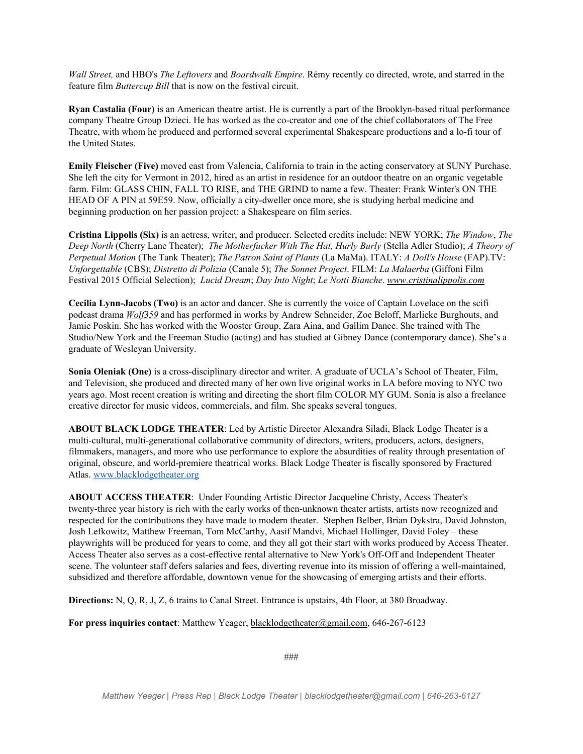*Wall Street,* and HBO's *The Leftovers* and *Boardwalk Empire*. Rémy recently co directed, wrote, and starred in the feature film *Buttercup Bill* that is now on the festival circuit.

**Ryan Castalia (Four)** is an American theatre artist. He is currently a part of the Brooklyn-based ritual performance company Theatre Group Dzieci. He has worked as the co-creator and one of the chief collaborators of The Free Theatre, with whom he produced and performed several experimental Shakespeare productions and a lo-fi tour of the United States.

**Emily Fleischer (Five)** moved east from Valencia, California to train in the acting conservatory at SUNY Purchase. She left the city for Vermont in 2012, hired as an artist in residence for an outdoor theatre on an organic vegetable farm. Film: GLASS CHIN, FALL TO RISE, and THE GRIND to name a few. Theater: Frank Winter's ON THE HEAD OF A PIN at 59E59. Now, officially a city-dweller once more, she is studying herbal medicine and beginning production on her passion project: a Shakespeare on film series.

**Cristina Lippolis (Six)** is an actress, writer, and producer. Selected credits include: NEW YORK; *The Window*, *The Deep North* (Cherry Lane Theater); *The Motherfucker With The Hat, Hurly Burly* (Stella Adler Studio); *A Theory of Perpetual Motion* (The Tank Theater); *The Patron Saint of Plants* (La MaMa). ITALY: *A Doll's House* (FAP).TV: *Unforgettable* (CBS); *Distretto di Polizia* (Canale 5); *The Sonnet Project*. FILM: *La Malaerba* (Giffoni Film Festival 2015 Official Selection); *Lucid Dream*; *Day Into Night*; *Le Notti Bianche*. www.cristinalippolis.com

**Cecilia Lynn-Jacobs (Two)** is an actor and dancer. She is currently the voice of Captain Lovelace on the scifi podcast drama *Wolf359* and has performed in works by Andrew Schneider, Zoe Beloff, Marlieke Burghouts, and Jamie Poskin. She has worked with the Wooster Group, Zara Aina, and Gallim Dance. She trained with The Studio/New York and the Freeman Studio (acting) and has studied at Gibney Dance (contemporary dance). She's a graduate of Wesleyan University.

**Sonia Oleniak (One)** is a cross-disciplinary director and writer. A graduate of UCLA's School of Theater, Film, and Television, she produced and directed many of her own live original works in LA before moving to NYC two years ago. Most recent creation is writing and directing the short film COLOR MY GUM. Sonia is also a freelance creative director for music videos, commercials, and film. She speaks several tongues.

**ABOUT BLACK LODGE THEATER**: Led by Artistic Director Alexandra Siladi, Black Lodge Theater is a multi-cultural, multi-generational collaborative community of directors, writers, producers, actors, designers, filmmakers, managers, and more who use performance to explore the absurdities of reality through presentation of original, obscure, and world-premiere theatrical works. Black Lodge Theater is fiscally sponsored by Fractured Atlas. www.blacklodgetheater.org

**ABOUT ACCESS THEATER**: Under Founding Artistic Director Jacqueline Christy, Access Theater's twenty-three year history is rich with the early works of then-unknown theater artists, artists now recognized and respected for the contributions they have made to modern theater. Stephen Belber, Brian Dykstra, David Johnston, Josh Lefkowitz, Matthew Freeman, Tom McCarthy, Aasif Mandvi, Michael Hollinger, David Foley – these playwrights will be produced for years to come, and they all got their start with works produced by Access Theater. Access Theater also serves as a cost-effective rental alternative to New York's Off-Off and Independent Theater scene. The volunteer staff defers salaries and fees, diverting revenue into its mission of offering a well-maintained, subsidized and therefore affordable, downtown venue for the showcasing of emerging artists and their efforts.

**Directions:** N, Q, R, J, Z, 6 trains to Canal Street. Entrance is upstairs, 4th Floor, at 380 Broadway.

**For press inquiries contact**: Matthew Yeager, blacklodgetheater@gmail.com, 646-267-6123

###